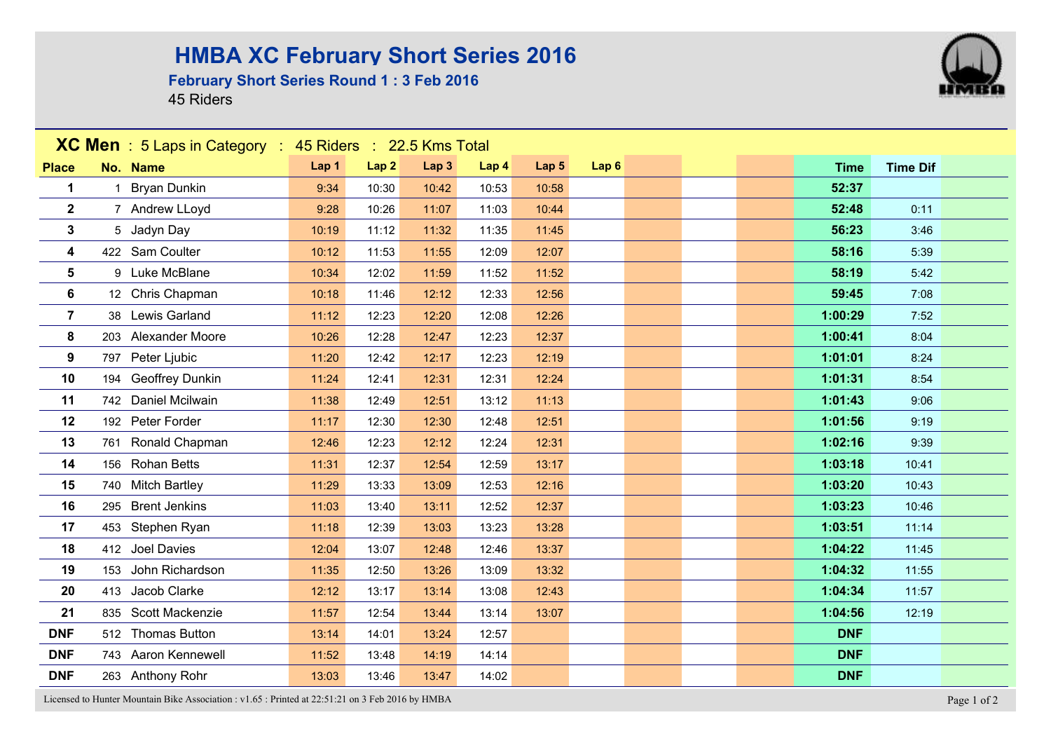# HMBA XC February Short Series 2016

## February Short Series Round 1 : 3 Feb 2016

45 Riders

**XC Men** : 5 Laps in Category : 45 Riders : 22.5 Kms Total

| Place | No. | Name | Lap 1 | Lap 2 | Lap 3 | Lap 4 | Lap 5 | Lap 6 | Time | Time Dif |
|---|---|---|---|---|---|---|---|---|---|---|
| **1** | 1 | Bryan Dunkin | 9:34 | 10:30 | 10:42 | 10:53 | 10:58 | | **52:37** | |
| **2** | 7 | Andrew LLoyd | 9:28 | 10:26 | 11:07 | 11:03 | 10:44 | | **52:48** | 0:11 |
| **3** | 5 | Jadyn Day | 10:19 | 11:12 | 11:32 | 11:35 | 11:45 | | **56:23** | 3:46 |
| **4** | 422 | Sam Coulter | 10:12 | 11:53 | 11:55 | 12:09 | 12:07 | | **58:16** | 5:39 |
| **5** | 9 | Luke McBlane | 10:34 | 12:02 | 11:59 | 11:52 | 11:52 | | **58:19** | 5:42 |
| **6** | 12 | Chris Chapman | 10:18 | 11:46 | 12:12 | 12:33 | 12:56 | | **59:45** | 7:08 |
| **7** | 38 | Lewis Garland | 11:12 | 12:23 | 12:20 | 12:08 | 12:26 | | **1:00:29** | 7:52 |
| **8** | 203 | Alexander Moore | 10:26 | 12:28 | 12:47 | 12:23 | 12:37 | | **1:00:41** | 8:04 |
| **9** | 797 | Peter Ljubic | 11:20 | 12:42 | 12:17 | 12:23 | 12:19 | | **1:01:01** | 8:24 |
| **10** | 194 | Geoffrey Dunkin | 11:24 | 12:41 | 12:31 | 12:31 | 12:24 | | **1:01:31** | 8:54 |
| **11** | 742 | Daniel Mcilwain | 11:38 | 12:49 | 12:51 | 13:12 | 11:13 | | **1:01:43** | 9:06 |
| **12** | 192 | Peter Forder | 11:17 | 12:30 | 12:30 | 12:48 | 12:51 | | **1:01:56** | 9:19 |
| **13** | 761 | Ronald Chapman | 12:46 | 12:23 | 12:12 | 12:24 | 12:31 | | **1:02:16** | 9:39 |
| **14** | 156 | Rohan Betts | 11:31 | 12:37 | 12:54 | 12:59 | 13:17 | | **1:03:18** | 10:41 |
| **15** | 740 | Mitch Bartley | 11:29 | 13:33 | 13:09 | 12:53 | 12:16 | | **1:03:20** | 10:43 |
| **16** | 295 | Brent Jenkins | 11:03 | 13:40 | 13:11 | 12:52 | 12:37 | | **1:03:23** | 10:46 |
| **17** | 453 | Stephen Ryan | 11:18 | 12:39 | 13:03 | 13:23 | 13:28 | | **1:03:51** | 11:14 |
| **18** | 412 | Joel Davies | 12:04 | 13:07 | 12:48 | 12:46 | 13:37 | | **1:04:22** | 11:45 |
| **19** | 153 | John Richardson | 11:35 | 12:50 | 13:26 | 13:09 | 13:32 | | **1:04:32** | 11:55 |
| **20** | 413 | Jacob Clarke | 12:12 | 13:17 | 13:14 | 13:08 | 12:43 | | **1:04:34** | 11:57 |
| **21** | 835 | Scott Mackenzie | 11:57 | 12:54 | 13:44 | 13:14 | 13:07 | | **1:04:56** | 12:19 |
| **DNF** | 512 | Thomas Button | 13:14 | 14:01 | 13:24 | 12:57 | | | **DNF** | |
| **DNF** | 743 | Aaron Kennewell | 11:52 | 13:48 | 14:19 | 14:14 | | | **DNF** | |
| **DNF** | 263 | Anthony Rohr | 13:03 | 13:46 | 13:47 | 14:02 | | | **DNF** | |

Licensed to Hunter Mountain Bike Association : v1.65 : Printed at 22:51:21 on 3 Feb 2016 by HMBA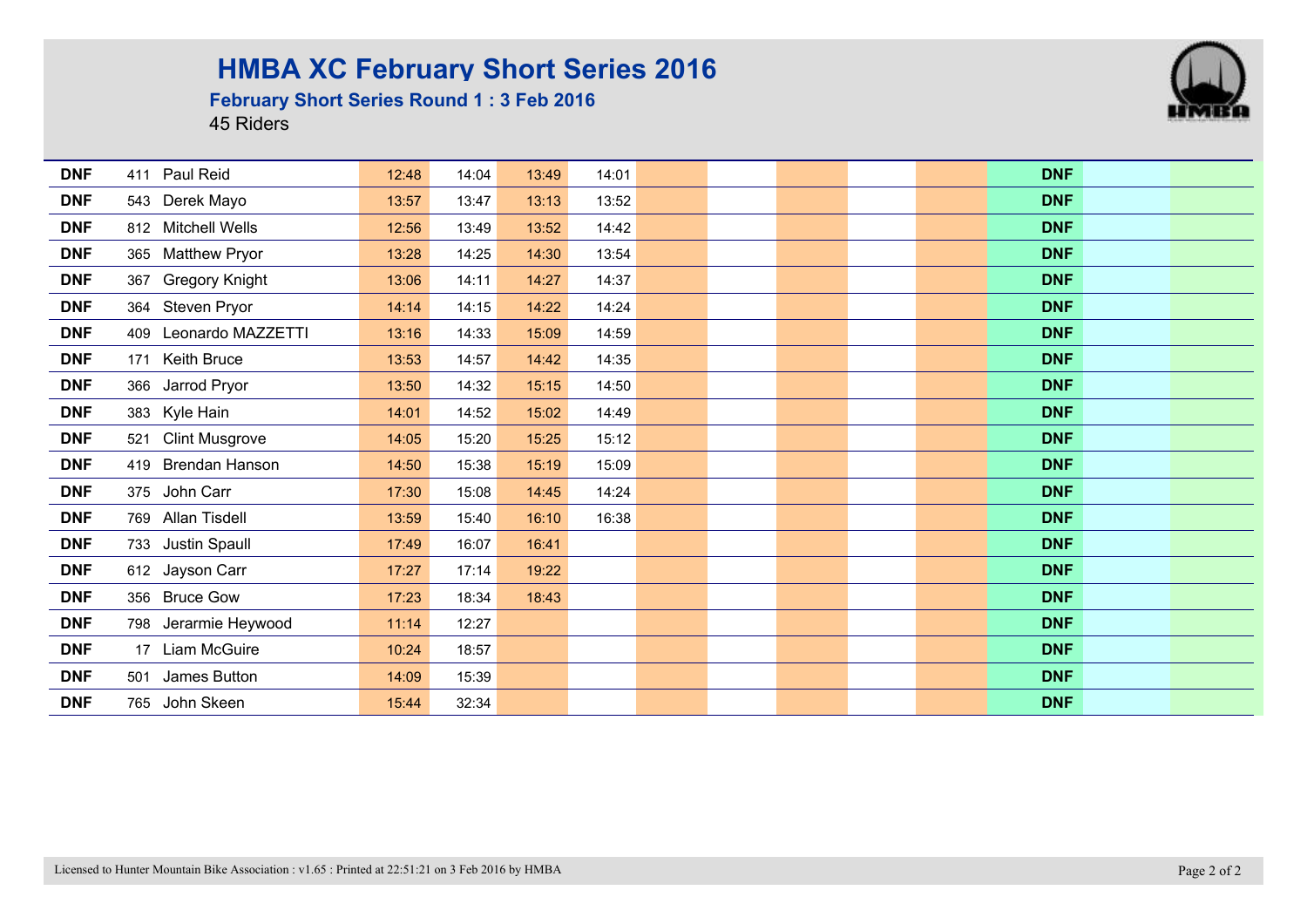# HMBA XC February Short Series 2016

**February Short Series Round 1 : 3 Feb 2016**

45 Riders

| | | | | | | | | | | | | | | | |
|---|---|---|---|---|---|---|---|---|---|---|---|---|---|---|---|
| **DNF** | 411 | Paul Reid | 12:48 | 14:04 | 13:49 | 14:01 | | | | | | | **DNF** | | |
| **DNF** | 543 | Derek Mayo | 13:57 | 13:47 | 13:13 | 13:52 | | | | | | | **DNF** | | |
| **DNF** | 812 | Mitchell Wells | 12:56 | 13:49 | 13:52 | 14:42 | | | | | | | **DNF** | | |
| **DNF** | 365 | Matthew Pryor | 13:28 | 14:25 | 14:30 | 13:54 | | | | | | | **DNF** | | |
| **DNF** | 367 | Gregory Knight | 13:06 | 14:11 | 14:27 | 14:37 | | | | | | | **DNF** | | |
| **DNF** | 364 | Steven Pryor | 14:14 | 14:15 | 14:22 | 14:24 | | | | | | | **DNF** | | |
| **DNF** | 409 | Leonardo MAZZETTI | 13:16 | 14:33 | 15:09 | 14:59 | | | | | | | **DNF** | | |
| **DNF** | 171 | Keith Bruce | 13:53 | 14:57 | 14:42 | 14:35 | | | | | | | **DNF** | | |
| **DNF** | 366 | Jarrod Pryor | 13:50 | 14:32 | 15:15 | 14:50 | | | | | | | **DNF** | | |
| **DNF** | 383 | Kyle Hain | 14:01 | 14:52 | 15:02 | 14:49 | | | | | | | **DNF** | | |
| **DNF** | 521 | Clint Musgrove | 14:05 | 15:20 | 15:25 | 15:12 | | | | | | | **DNF** | | |
| **DNF** | 419 | Brendan Hanson | 14:50 | 15:38 | 15:19 | 15:09 | | | | | | | **DNF** | | |
| **DNF** | 375 | John Carr | 17:30 | 15:08 | 14:45 | 14:24 | | | | | | | **DNF** | | |
| **DNF** | 769 | Allan Tisdell | 13:59 | 15:40 | 16:10 | 16:38 | | | | | | | **DNF** | | |
| **DNF** | 733 | Justin Spaull | 17:49 | 16:07 | 16:41 | | | | | | | | **DNF** | | |
| **DNF** | 612 | Jayson Carr | 17:27 | 17:14 | 19:22 | | | | | | | | **DNF** | | |
| **DNF** | 356 | Bruce Gow | 17:23 | 18:34 | 18:43 | | | | | | | | **DNF** | | |
| **DNF** | 798 | Jerarmie Heywood | 11:14 | 12:27 | | | | | | | | | **DNF** | | |
| **DNF** | 17 | Liam McGuire | 10:24 | 18:57 | | | | | | | | | **DNF** | | |
| **DNF** | 501 | James Button | 14:09 | 15:39 | | | | | | | | | **DNF** | | |
| **DNF** | 765 | John Skeen | 15:44 | 32:34 | | | | | | | | | **DNF** | | |

Licensed to Hunter Mountain Bike Association : v1.65 : Printed at 22:51:21 on 3 Feb 2016 by HMBA